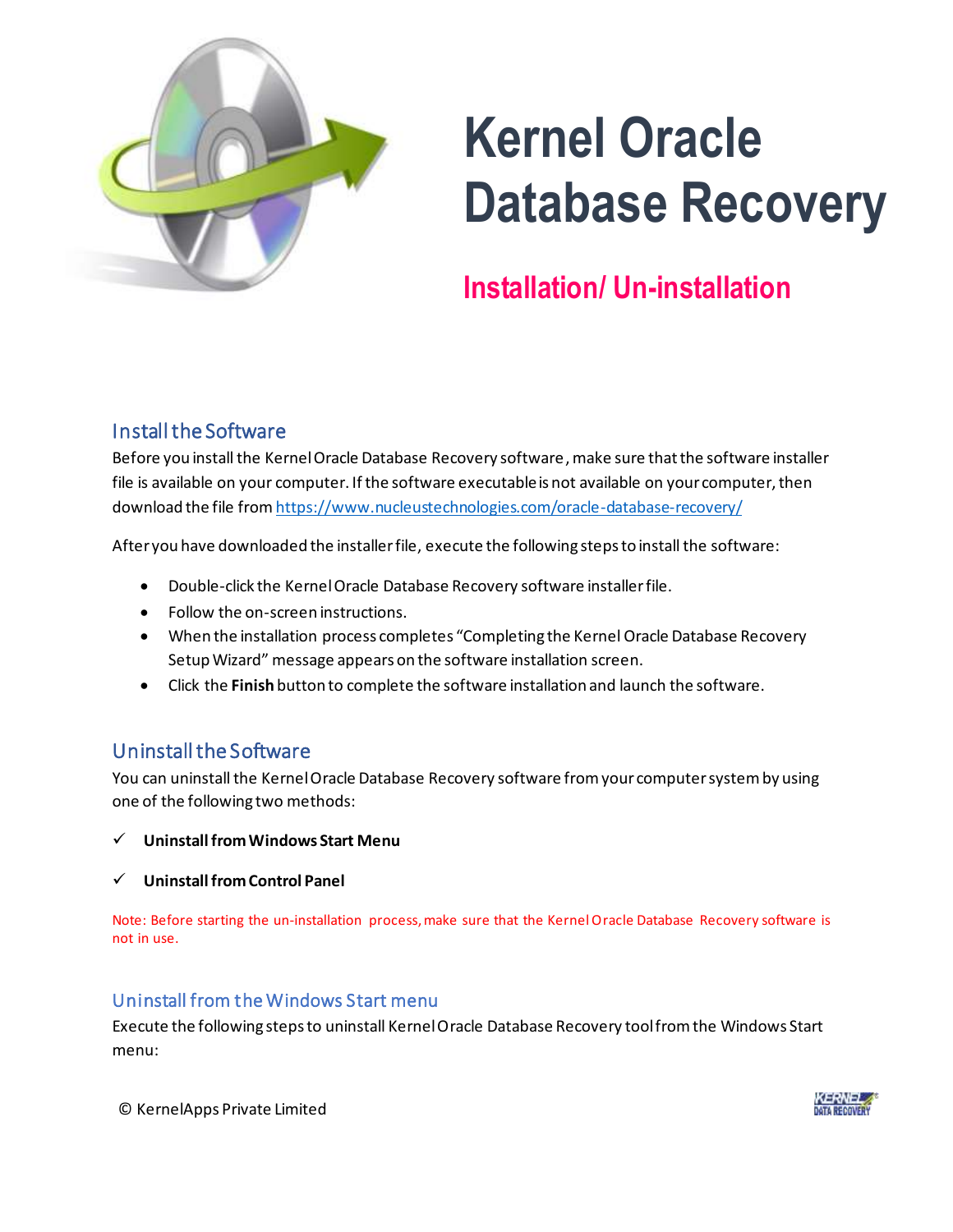# Kernel Oracle Database Recovery

## Installation/ Un-installation

### Install the Software

Before you install the Kernel Oracle Database Recovery software, make sure that the software installer file is available on your computer. If the software executable is not available on your computer, then download the file from https://www.nucleustechnologies.com/oracle-database-recovery/

After you have downloaded the installer file, execute the following steps to install the software:

- Double-click the Kernel Oracle Database Recovery software installer file.
- Follow the on-screen instructions.
- When the installation process completes "Completing the Kernel Oracle Database Recovery Setup Wizard" message appears on the software installation screen.
- Click the **Finish** button to complete the software installation and launch the software.

### Uninstall the Software

You can uninstall the Kernel Oracle Database Recovery software from your computer system by using one of the following two methods:

✓ **Uninstall from Windows Start Menu**

✓ **Uninstall from Control Panel**

Note: Before starting the un-installation process, make sure that the Kernel Oracle Database Recovery software is not in use.

### Uninstall from the Windows Start menu

Execute the following steps to uninstall Kernel Oracle Database Recovery tool from the Windows Start menu:

© KernelApps Private Limited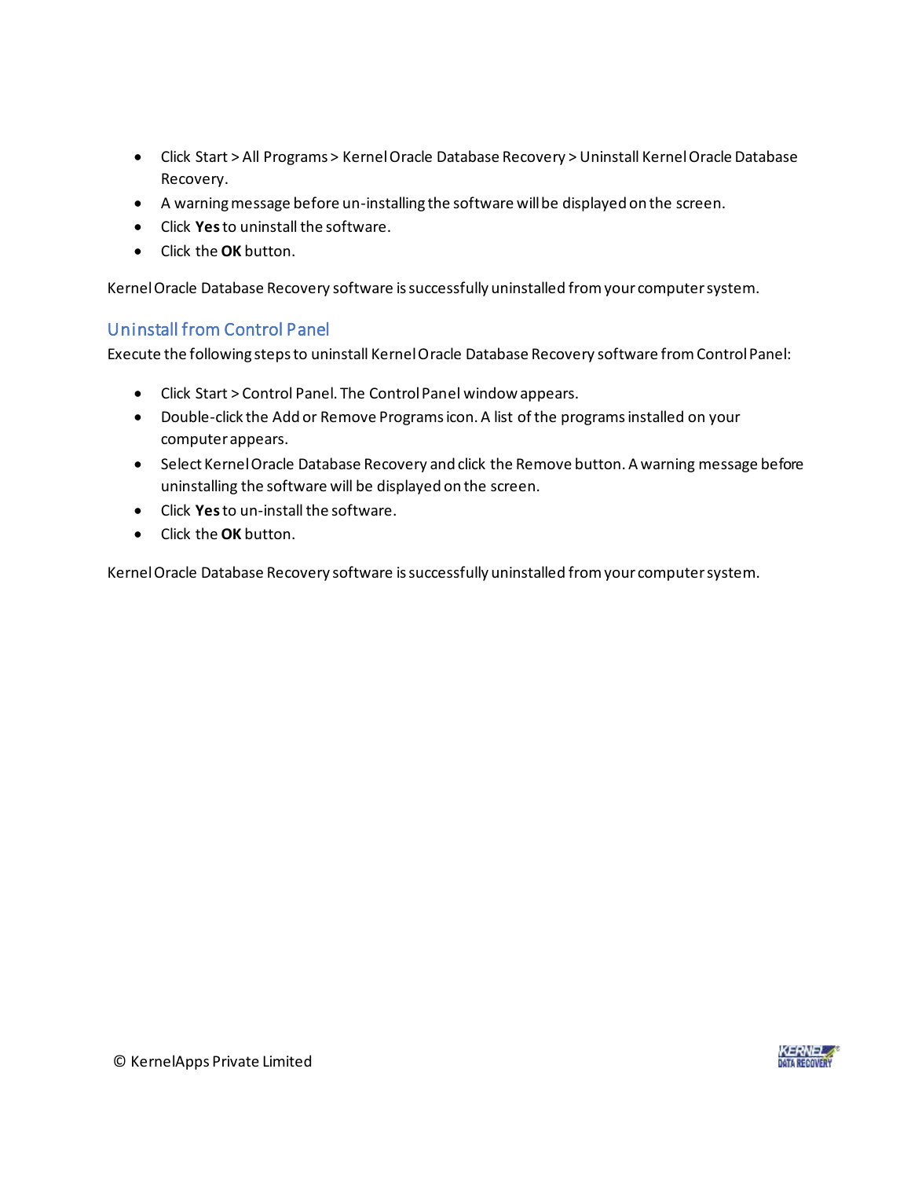- Click Start > All Programs > Kernel Oracle Database Recovery > Uninstall Kernel Oracle Database Recovery.
- A warning message before un-installing the software will be displayed on the screen.
- Click **Yes** to uninstall the software.
- Click the **OK** button.

Kernel Oracle Database Recovery software is successfully uninstalled from your computer system.

## Uninstall from Control Panel

Execute the following steps to uninstall Kernel Oracle Database Recovery software from Control Panel:

- Click Start > Control Panel. The Control Panel window appears.
- Double-click the Add or Remove Programs icon. A list of the programs installed on your computer appears.
- Select Kernel Oracle Database Recovery and click the Remove button. A warning message before uninstalling the software will be displayed on the screen.
- Click **Yes** to un-install the software.
- Click the **OK** button.

Kernel Oracle Database Recovery software is successfully uninstalled from your computer system.